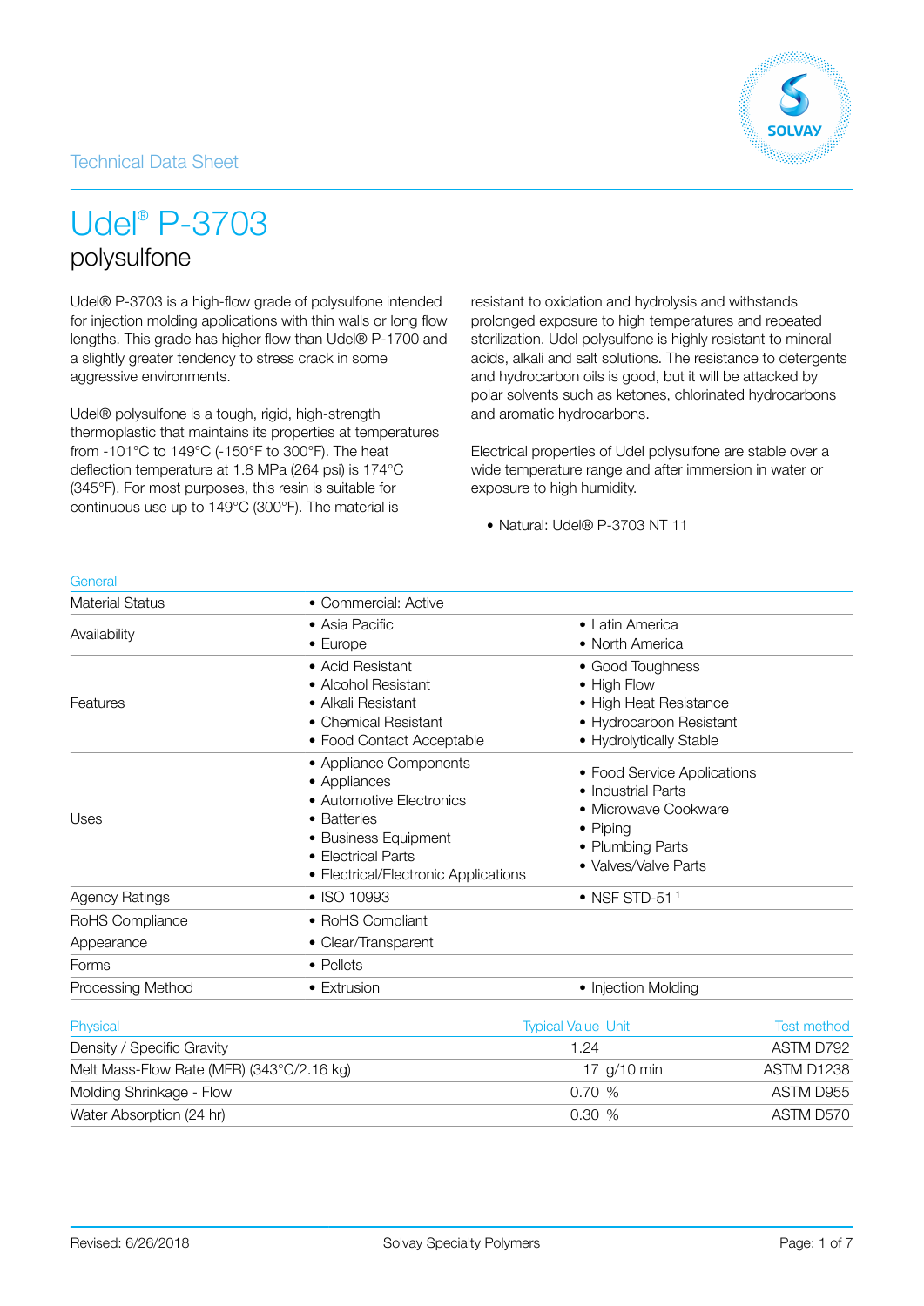Technical Data Sheet

# Udel® P-3703

## polysulfone

Udel® P-3703 is a high-flow grade of polysulfone intended for injection molding applications with thin walls or long flow lengths. This grade has higher flow than Udel® P-1700 and a slightly greater tendency to stress crack in some aggressive environments.

Udel® polysulfone is a tough, rigid, high-strength thermoplastic that maintains its properties at temperatures from -101°C to 149°C (-150°F to 300°F). The heat deflection temperature at 1.8 MPa (264 psi) is 174°C (345°F). For most purposes, this resin is suitable for continuous use up to 149°C (300°F). The material is resistant to oxidation and hydrolysis and withstands prolonged exposure to high temperatures and repeated sterilization. Udel polysulfone is highly resistant to mineral acids, alkali and salt solutions. The resistance to detergents and hydrocarbon oils is good, but it will be attacked by polar solvents such as ketones, chlorinated hydrocarbons and aromatic hydrocarbons.

Electrical properties of Udel polysulfone are stable over a wide temperature range and after immersion in water or exposure to high humidity.

- Natural: Udel® P-3703 NT 11

| General | | |
|---|---|---|
| Material Status | • Commercial: Active | |
| Availability | • Asia Pacific<br>• Europe | • Latin America<br>• North America |
| Features | • Acid Resistant<br>• Alcohol Resistant<br>• Alkali Resistant<br>• Chemical Resistant<br>• Food Contact Acceptable | • Good Toughness<br>• High Flow<br>• High Heat Resistance<br>• Hydrocarbon Resistant<br>• Hydrolytically Stable |
| Uses | • Appliance Components<br>• Appliances<br>• Automotive Electronics<br>• Batteries<br>• Business Equipment<br>• Electrical Parts<br>• Electrical/Electronic Applications | • Food Service Applications<br>• Industrial Parts<br>• Microwave Cookware<br>• Piping<br>• Plumbing Parts<br>• Valves/Valve Parts |
| Agency Ratings | • ISO 10993 | • NSF STD-51 [1] |
| RoHS Compliance | • RoHS Compliant | |
| Appearance | • Clear/Transparent | |
| Forms | • Pellets | |
| Processing Method | • Extrusion | • Injection Molding |

| Physical | Typical Value | Unit | Test method |
|---|---|---|---|
| Density / Specific Gravity | 1.24 | | ASTM D792 |
| Melt Mass-Flow Rate (MFR) (343°C/2.16 kg) | 17 | g/10 min | ASTM D1238 |
| Molding Shrinkage - Flow | 0.70 | % | ASTM D955 |
| Water Absorption (24 hr) | 0.30 | % | ASTM D570 |

Revised: 6/26/2018

Solvay Specialty Polymers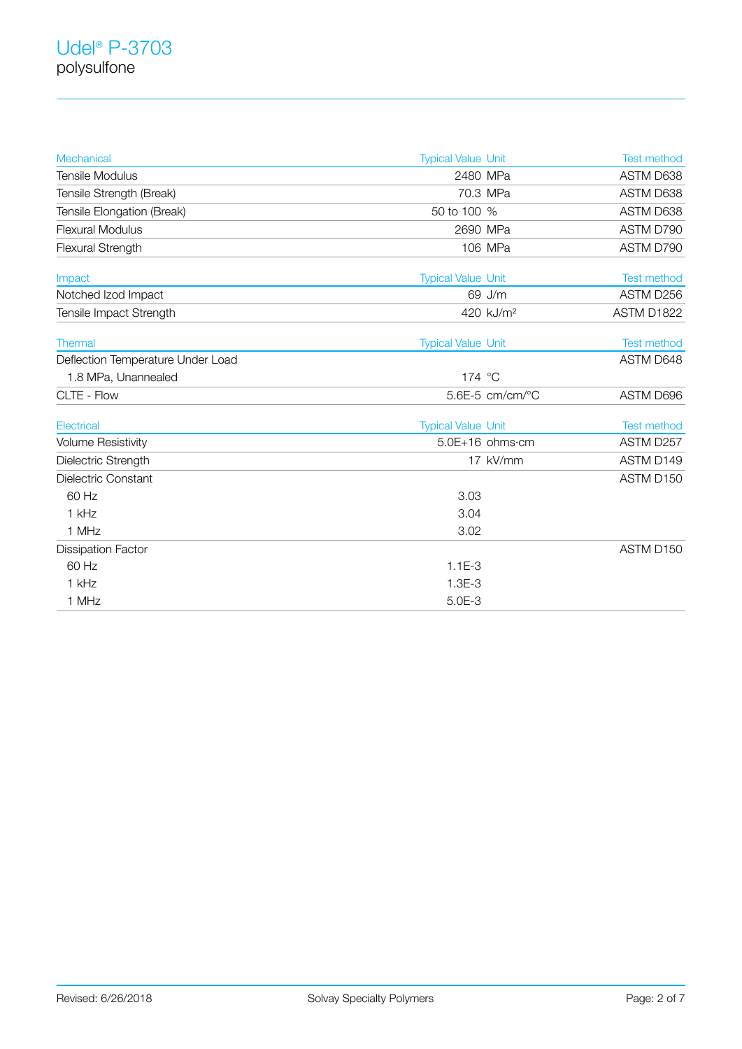# Udel® P-3703

polysulfone

| Mechanical | Typical Value | Unit | Test method |
|---|---|---|---|
| Tensile Modulus | 2480 | MPa | ASTM D638 |
| Tensile Strength (Break) | 70.3 | MPa | ASTM D638 |
| Tensile Elongation (Break) | 50 to 100 | % | ASTM D638 |
| Flexural Modulus | 2690 | MPa | ASTM D790 |
| Flexural Strength | 106 | MPa | ASTM D790 |

| Impact | Typical Value | Unit | Test method |
|---|---|---|---|
| Notched Izod Impact | 69 | J/m | ASTM D256 |
| Tensile Impact Strength | 420 | kJ/m² | ASTM D1822 |

| Thermal | Typical Value | Unit | Test method |
|---|---|---|---|
| Deflection Temperature Under Load | | | ASTM D648 |
| 1.8 MPa, Unannealed | 174 | °C | |
| CLTE - Flow | 5.6E-5 | cm/cm/°C | ASTM D696 |

| Electrical | Typical Value | Unit | Test method |
|---|---|---|---|
| Volume Resistivity | 5.0E+16 | ohms·cm | ASTM D257 |
| Dielectric Strength | 17 | kV/mm | ASTM D149 |
| Dielectric Constant | | | ASTM D150 |
| 60 Hz | 3.03 | | |
| 1 kHz | 3.04 | | |
| 1 MHz | 3.02 | | |
| Dissipation Factor | | | ASTM D150 |
| 60 Hz | 1.1E-3 | | |
| 1 kHz | 1.3E-3 | | |
| 1 MHz | 5.0E-3 | | |

Revised: 6/26/2018 Solvay Specialty Polymers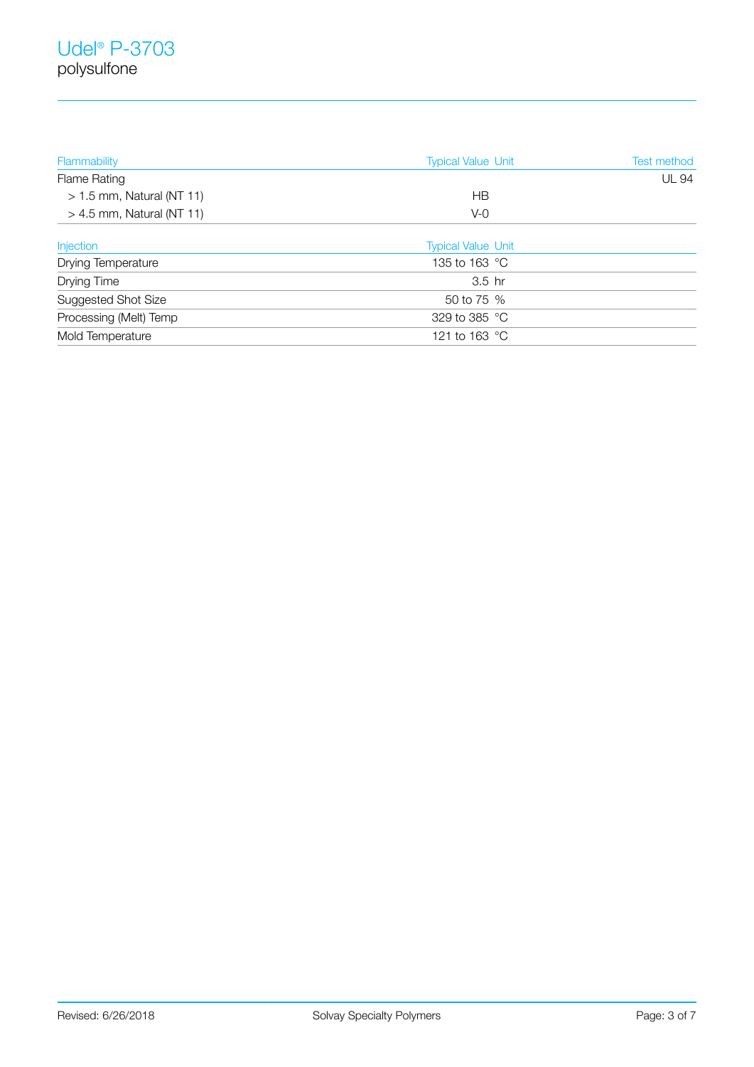# Udel® P-3703
polysulfone

| Flammability | Typical Value | Unit | Test method |
|---|---|---|---|
| Flame Rating | | | UL 94 |
| > 1.5 mm, Natural (NT 11) | HB | | |
| > 4.5 mm, Natural (NT 11) | V-0 | | |

| Injection | Typical Value | Unit |
|---|---|---|
| Drying Temperature | 135 to 163 | °C |
| Drying Time | 3.5 | hr |
| Suggested Shot Size | 50 to 75 | % |
| Processing (Melt) Temp | 329 to 385 | °C |
| Mold Temperature | 121 to 163 | °C |

Revised: 6/26/2018 Solvay Specialty Polymers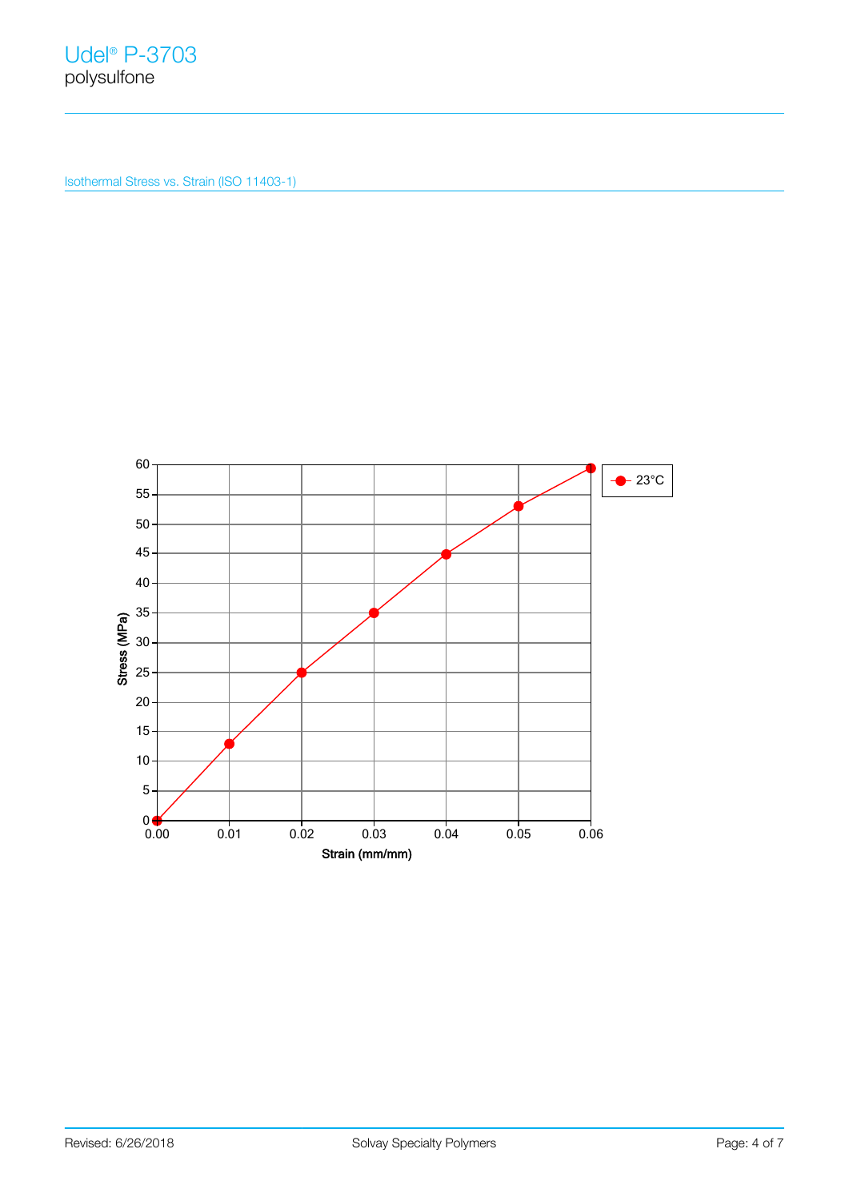Isothermal Stress vs. Strain (ISO 11403-1)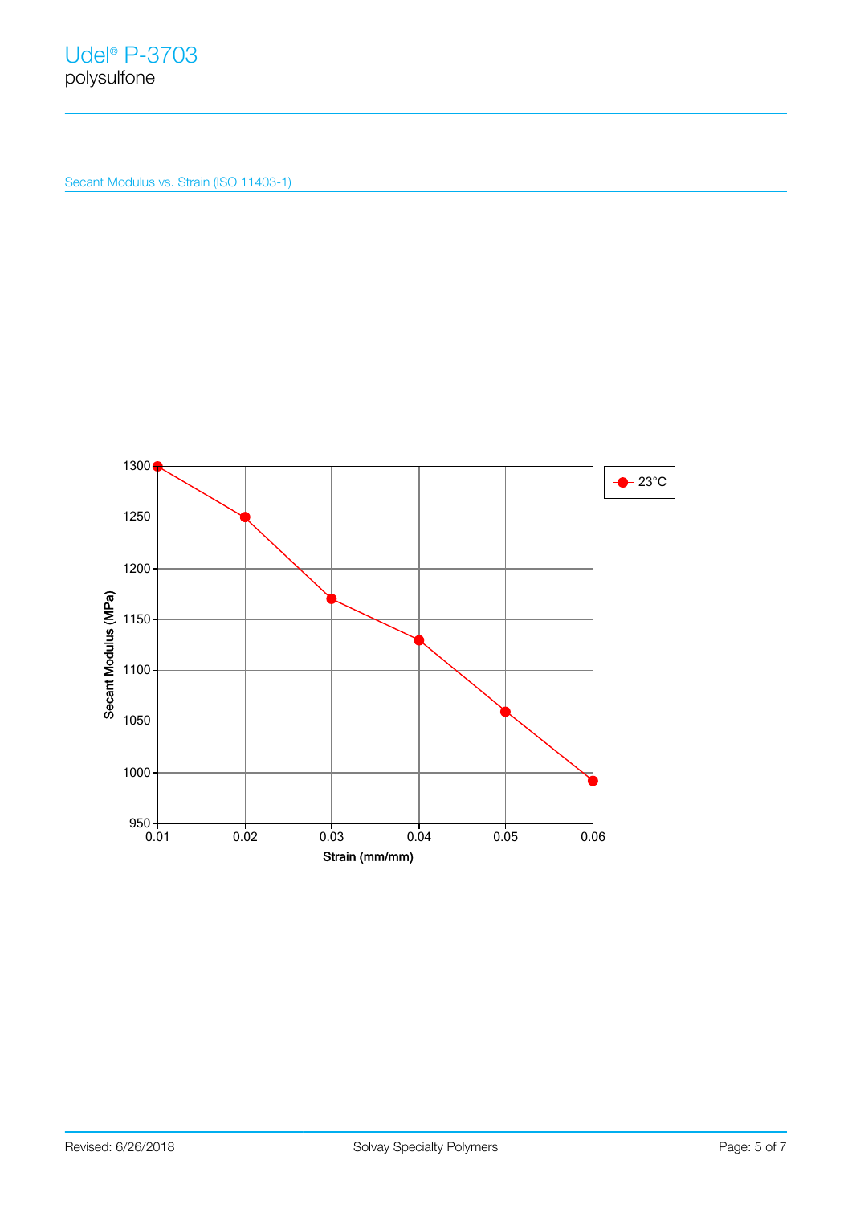Secant Modulus vs. Strain (ISO 11403-1)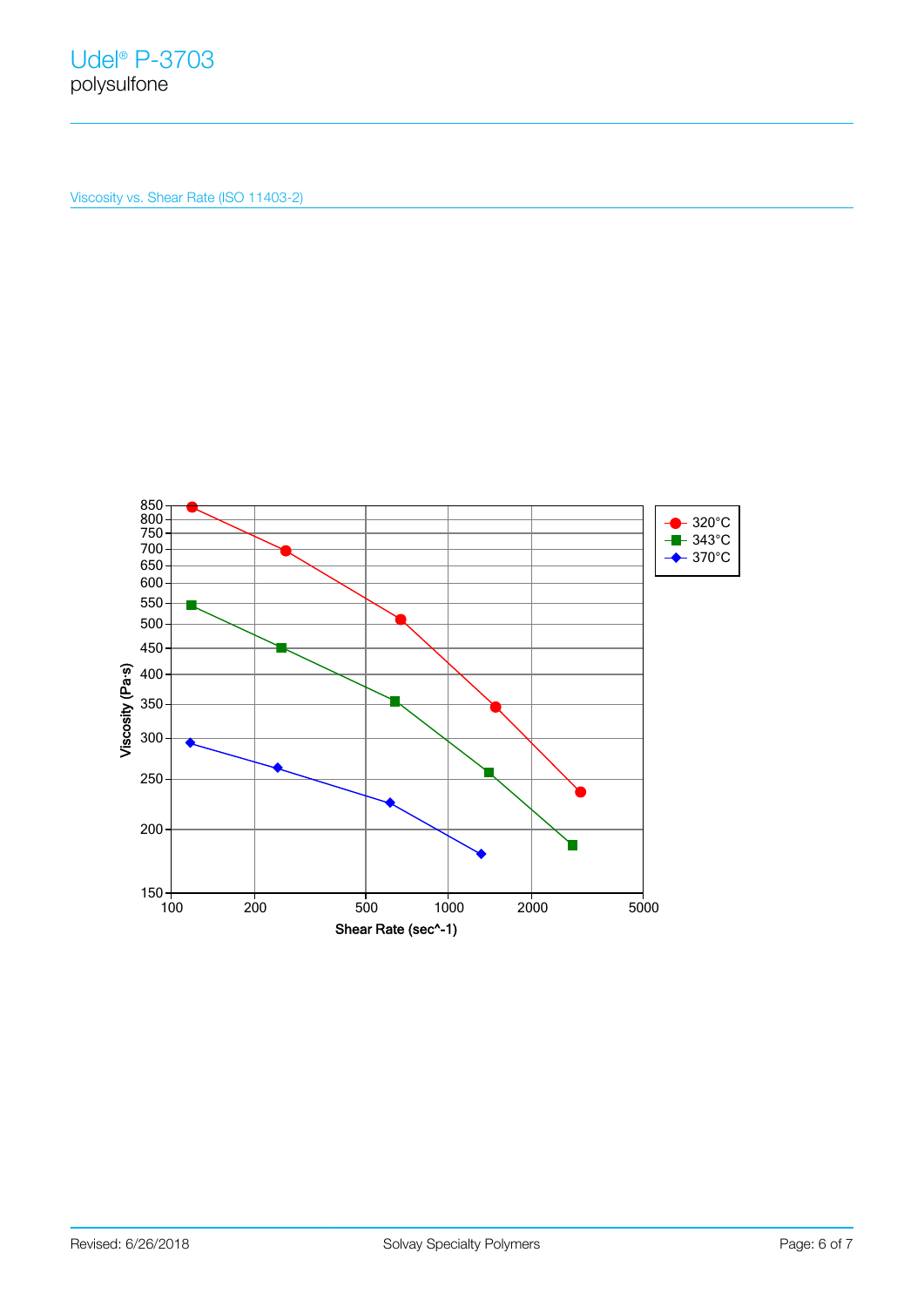Udel® P-3703
polysulfone

Viscosity vs. Shear Rate (ISO 11403-2)

Viscosity (Pa·s)

Shear Rate (sec^-1)

320°C
343°C
370°C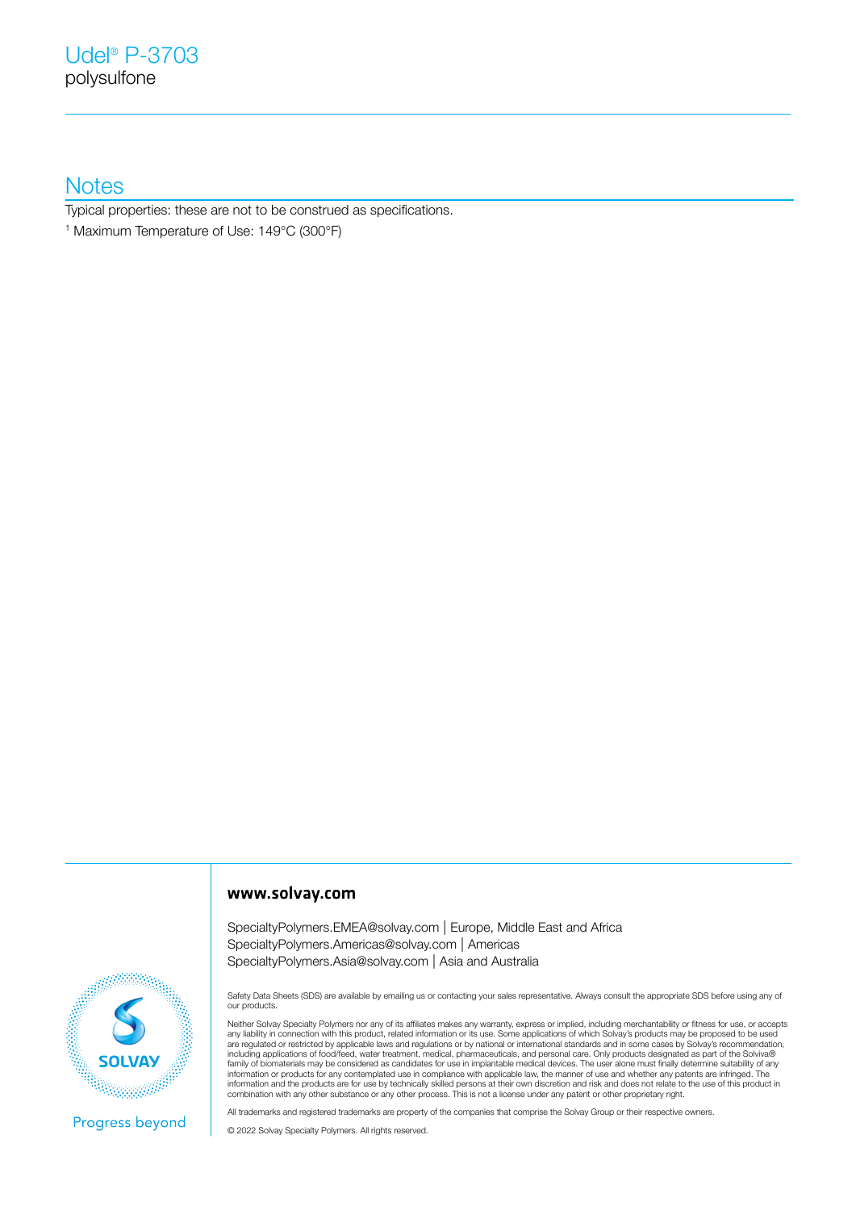## Notes

Typical properties: these are not to be construed as specifications.

[1] Maximum Temperature of Use: 149°C (300°F)

**www.solvay.com**

SpecialtyPolymers.EMEA@solvay.com | Europe, Middle East and Africa
SpecialtyPolymers.Americas@solvay.com | Americas
SpecialtyPolymers.Asia@solvay.com | Asia and Australia

Safety Data Sheets (SDS) are available by emailing us or contacting your sales representative. Always consult the appropriate SDS before using any of our products.

Neither Solvay Specialty Polymers nor any of its affiliates makes any warranty, express or implied, including merchantability or fitness for use, or accepts any liability in connection with this product, related information or its use. Some applications of which Solvay's products may be proposed to be used are regulated or restricted by applicable laws and regulations or by national or international standards and in some cases by Solvay's recommendation, including applications of food/feed, water treatment, medical, pharmaceuticals, and personal care. Only products designated as part of the Solviva® family of biomaterials may be considered as candidates for use in implantable medical devices. The user alone must finally determine suitability of any information or products for any contemplated use in compliance with applicable law, the manner of use and whether any patents are infringed. The information and the products are for use by technically skilled persons at their own discretion and risk and does not relate to the use of this product in combination with any other substance or any other process. This is not a license under any patent or other proprietary right.

All trademarks and registered trademarks are property of the companies that comprise the Solvay Group or their respective owners.

© 2022 Solvay Specialty Polymers. All rights reserved.

SOLVAY

Progress beyond